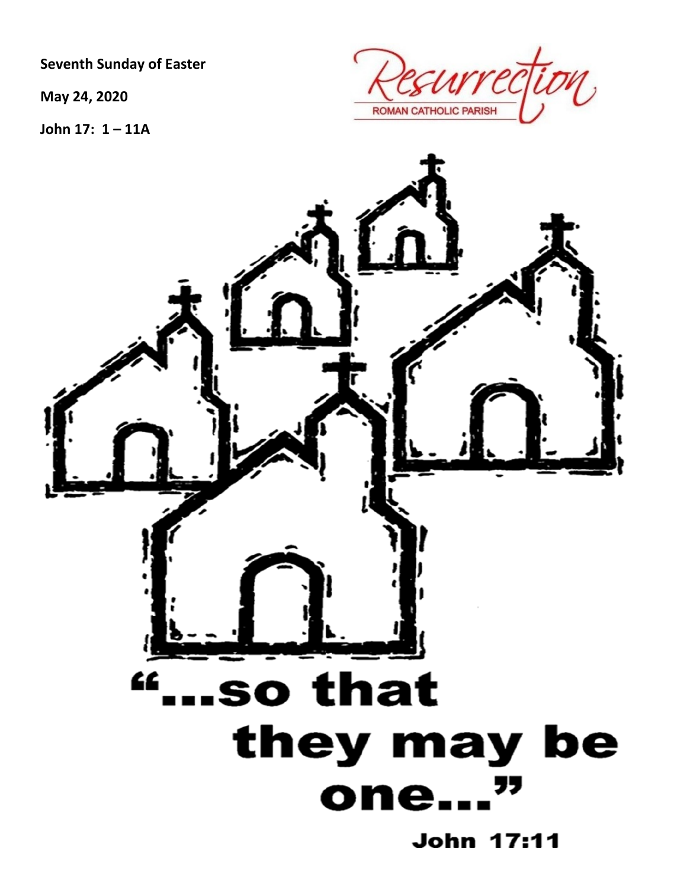**Seventh Sunday of Easter**

**May 24, 2020**

**John 17: 1 – 11A**

Resurrection
ROMAN CATHOLIC PARISH

# "...so that they may be one..."

**John 17:11**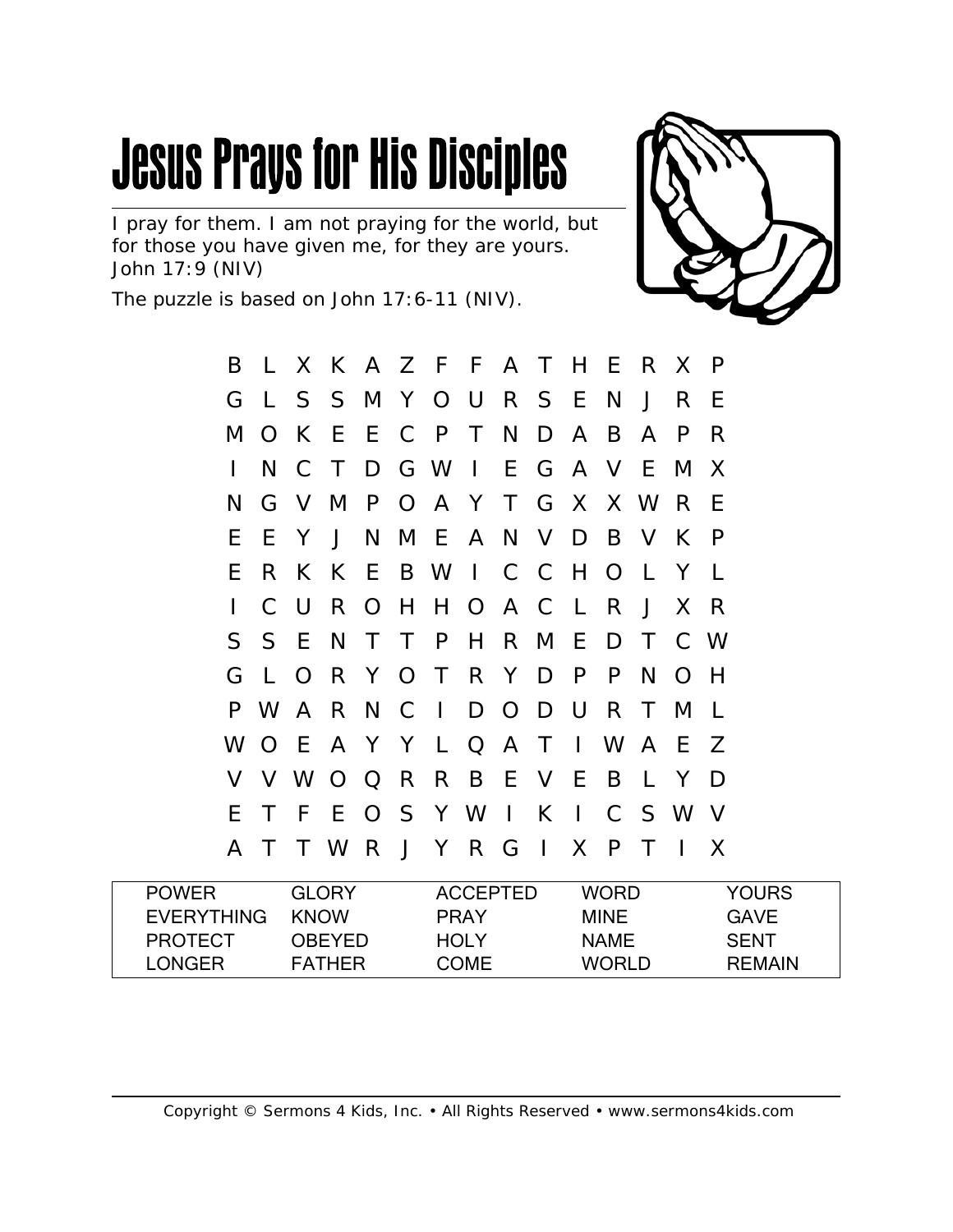# Jesus Prays for His Disciples

I pray for them. I am not praying for the world, but for those you have given me, for they are yours. John 17:9 (NIV)

The puzzle is based on John 17:6-11 (NIV).

```
B L X K A Z F F A T H E R X P
G L S S M Y O U R S E N J R E
M O K E E C P T N D A B A P R
I N C T D G W I E G A V E M X
N G V M P O A Y T G X X W R E
E E Y J N M E A N V D B V K P
E R K K E B W I C C H O L Y L
I C U R O H H O A C L R J X R
S S E N T T P H R M E D T C W
G L O R Y O T R Y D P P N O H
P W A R N C I D O D U R T M L
W O E A Y Y L Q A T I W A E Z
V V W O Q R R B E V E B L Y D
E T F E O S Y W I K I C S W V
A T T W R J Y R G I X P T I X
```

| | | | | |
|---|---|---|---|---|
| POWER | GLORY | ACCEPTED | WORD | YOURS |
| EVERYTHING | KNOW | PRAY | MINE | GAVE |
| PROTECT | OBEYED | HOLY | NAME | SENT |
| LONGER | FATHER | COME | WORLD | REMAIN |

Copyright © Sermons 4 Kids, Inc. • All Rights Reserved • www.sermons4kids.com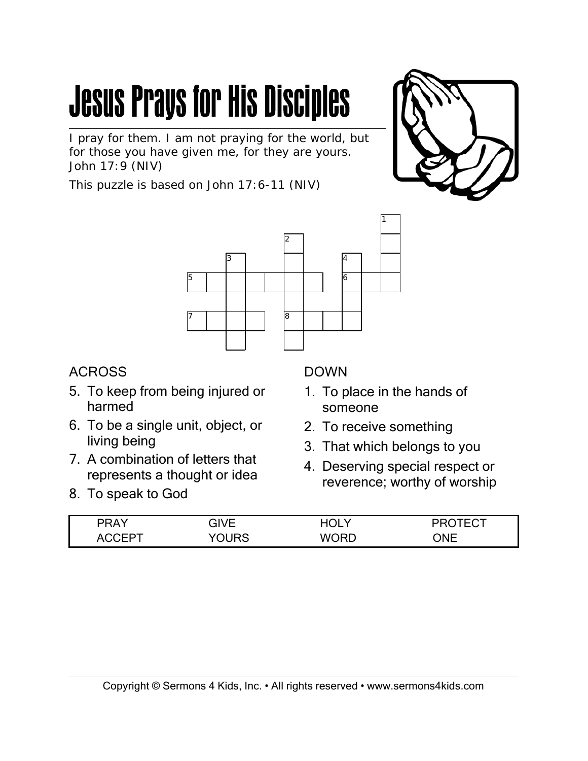# Jesus Prays for His Disciples

I pray for them. I am not praying for the world, but for those you have given me, for they are yours. John 17:9 (NIV)

This puzzle is based on John 17:6-11 (NIV)

## ACROSS

5. To keep from being injured or harmed
6. To be a single unit, object, or living being
7. A combination of letters that represents a thought or idea
8. To speak to God

## DOWN

1. To place in the hands of someone
2. To receive something
3. That which belongs to you
4. Deserving special respect or reverence; worthy of worship

| PRAY | GIVE | HOLY | PROTECT |
|---|---|---|---|
| ACCEPT | YOURS | WORD | ONE |

Copyright © Sermons 4 Kids, Inc. • All rights reserved • www.sermons4kids.com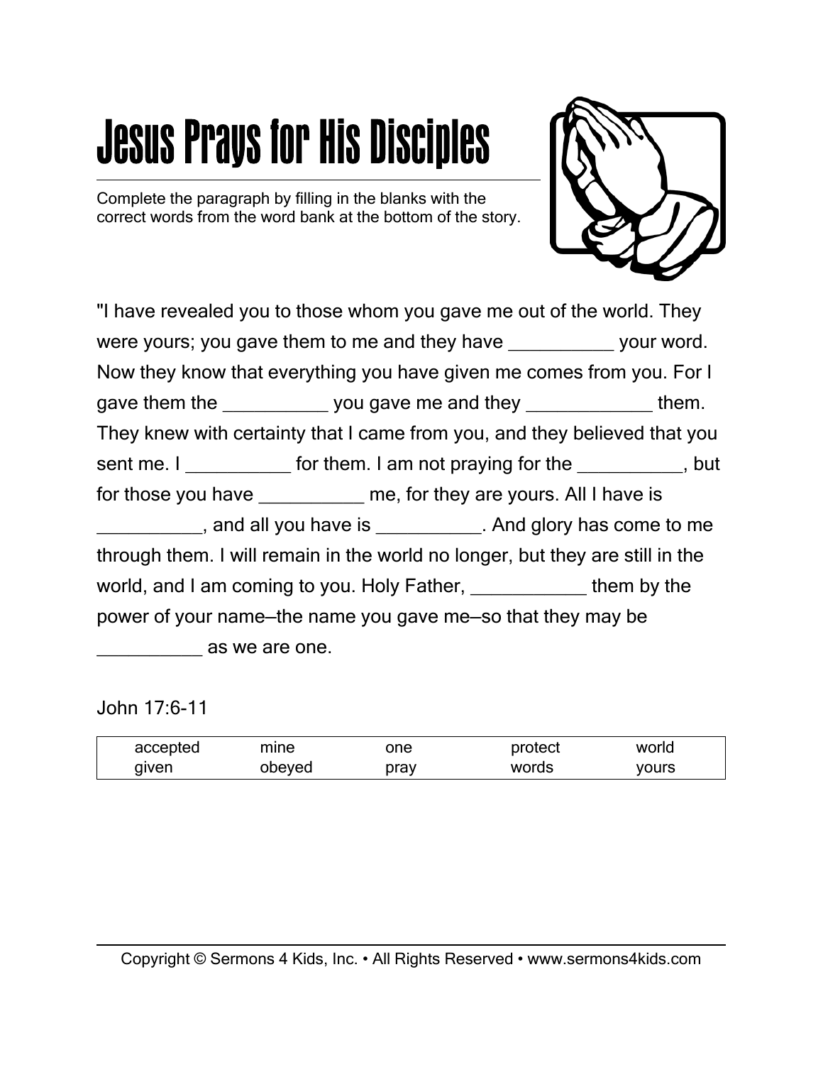# Jesus Prays for His Disciples

Complete the paragraph by filling in the blanks with the correct words from the word bank at the bottom of the story.

"I have revealed you to those whom you gave me out of the world. They were yours; you gave them to me and they have __________ your word. Now they know that everything you have given me comes from you. For I gave them the __________ you gave me and they ____________ them. They knew with certainty that I came from you, and they believed that you sent me. I __________ for them. I am not praying for the __________, but for those you have __________ me, for they are yours. All I have is __________, and all you have is __________. And glory has come to me through them. I will remain in the world no longer, but they are still in the world, and I am coming to you. Holy Father, ___________ them by the power of your name—the name you gave me—so that they may be __________ as we are one.

John 17:6-11

| | | | | |
|---|---|---|---|---|
| accepted | mine | one | protect | world |
| given | obeyed | pray | words | yours |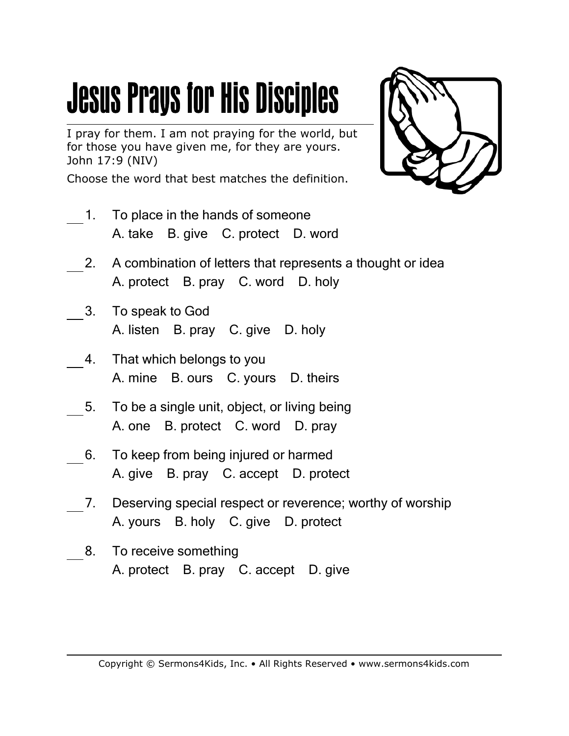# Jesus Prays for His Disciples

I pray for them. I am not praying for the world, but for those you have given me, for they are yours. John 17:9 (NIV)

Choose the word that best matches the definition.

___ 1. To place in the hands of someone
A. take B. give C. protect D. word

___ 2. A combination of letters that represents a thought or idea
A. protect B. pray C. word D. holy

___ 3. To speak to God
A. listen B. pray C. give D. holy

___ 4. That which belongs to you
A. mine B. ours C. yours D. theirs

___ 5. To be a single unit, object, or living being
A. one B. protect C. word D. pray

___ 6. To keep from being injured or harmed
A. give B. pray C. accept D. protect

___ 7. Deserving special respect or reverence; worthy of worship
A. yours B. holy C. give D. protect

___ 8. To receive something
A. protect B. pray C. accept D. give

Copyright © Sermons4Kids, Inc. • All Rights Reserved • www.sermons4kids.com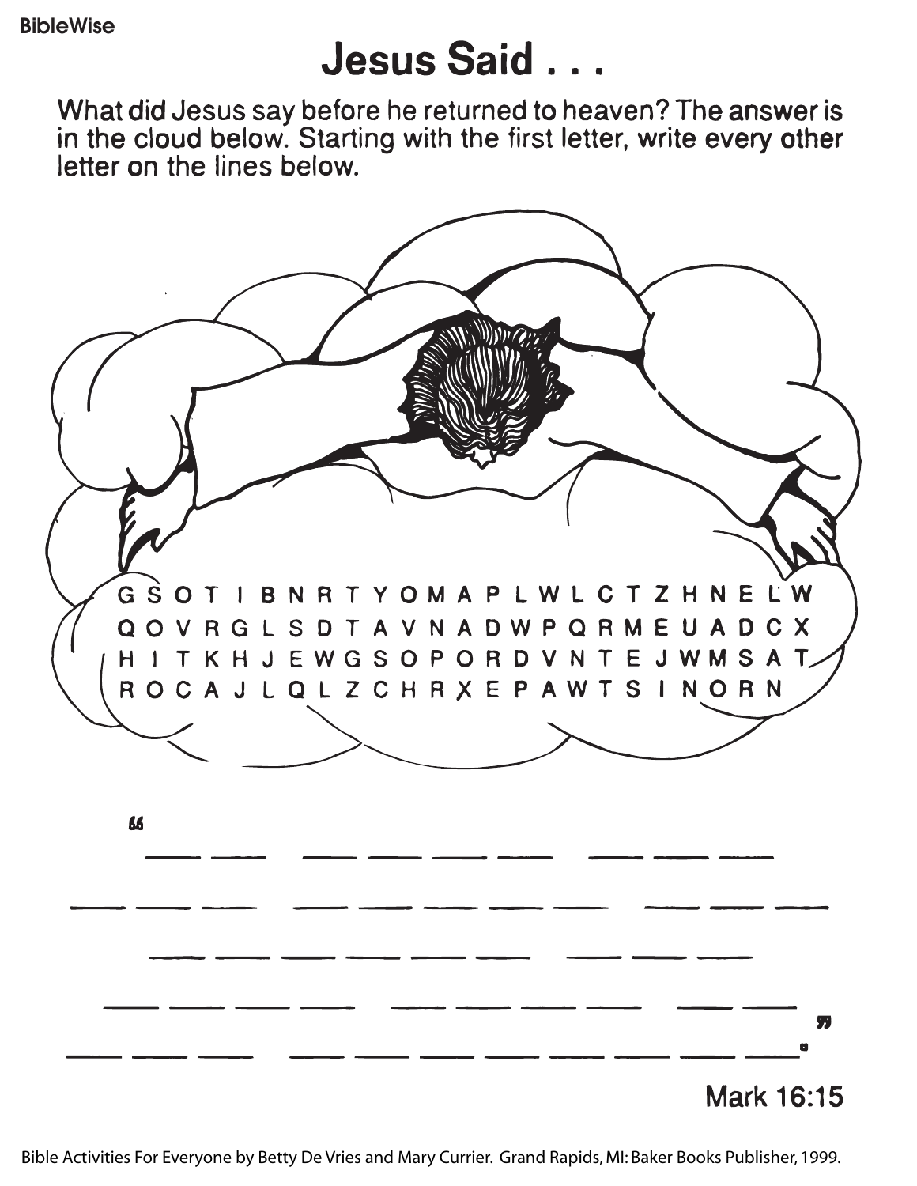BibleWise

# Jesus Said . . .

What did Jesus say before he returned to heaven? The answer is in the cloud below. Starting with the first letter, write every other letter on the lines below.

G S O T I B N R T Y O M A P L W L C T Z H N E L W
Q O V R G L S D T A V N A D W P Q R M E U A D C X
H I T K H J E W G S O P O R D V N T E J W M S A T
R O C A J L Q L Z C H R X E P A W T S I N O R N

"___ ___   ___ ___ ___ ___   ___ ___ ___
___ ___ ___   ___ ___ ___ ___ ___   ___ ___ ___
___ ___ ___ ___ ___ ___   ___ ___ ___
___ ___ ___ ___   ___ ___ ___ ___   ___ ___"
___ ___ ___   ___ ___ ___ ___ ___ ___ ___ ___.

Mark 16:15

Bible Activities For Everyone by Betty De Vries and Mary Currier. Grand Rapids, MI: Baker Books Publisher, 1999.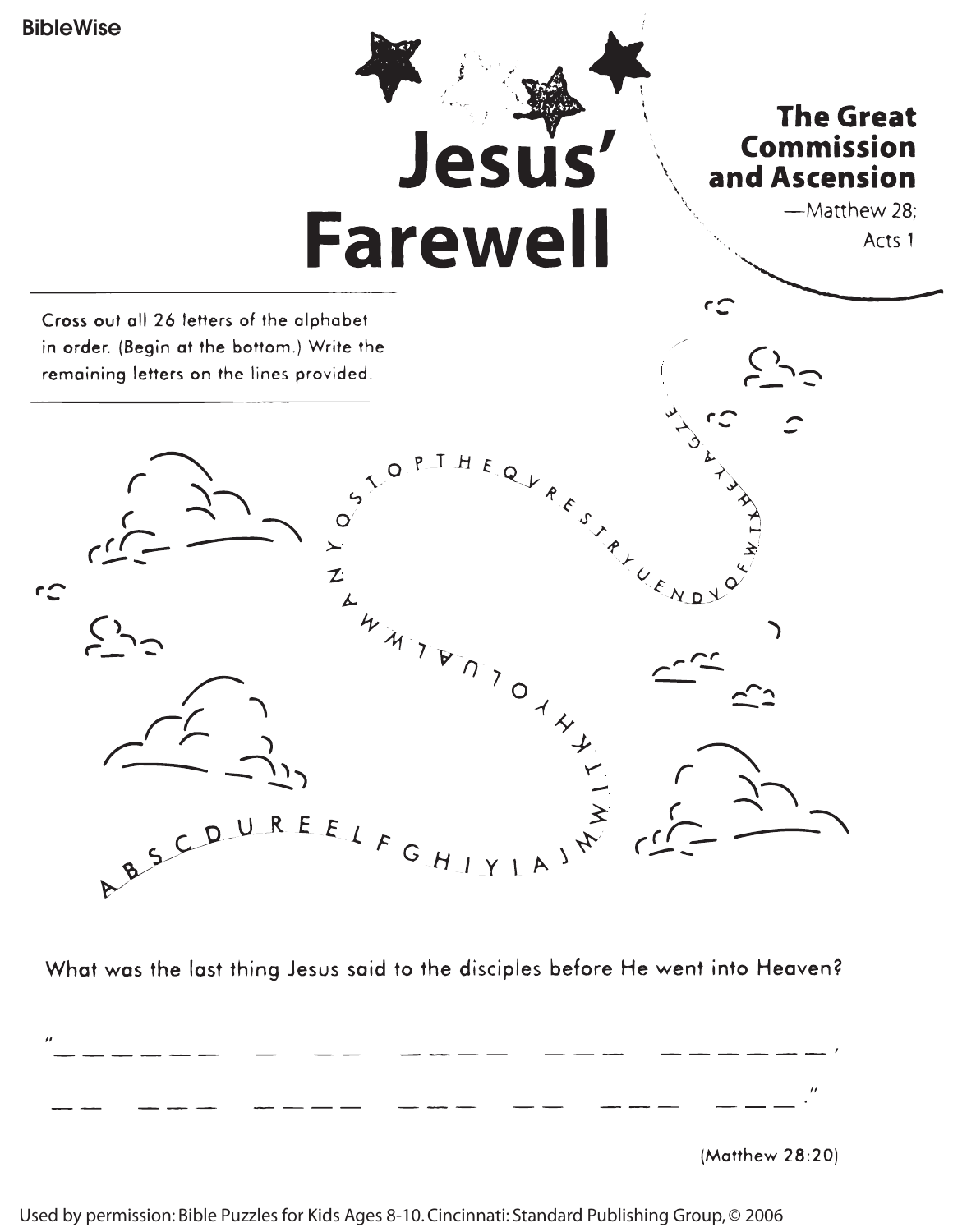# Jesus' Farewell

## The Great Commission and Ascension

—Matthew 28; Acts 1

Cross out all 26 letters of the alphabet in order. (Begin at the bottom.) Write the remaining letters on the lines provided.

A B S C D U R E E L F G H I Y I A J M W I T K H Y O L U A L W M W A N Y O S T O P T H E Q V R E S T R Y U E N D Y O F W I T H X E Y A G Z E

What was the last thing Jesus said to the disciples before He went into Heaven?

"_ _ _ _ _ _   _   _ _   _ _ _ _   _ _ _   _ _ _ _ _ _ _,

_ _   _ _ _   _ _ _ _   _ _ _   _ _   _ _ _   _ _ _."

(Matthew 28:20)

Used by permission: Bible Puzzles for Kids Ages 8-10. Cincinnati: Standard Publishing Group, © 2006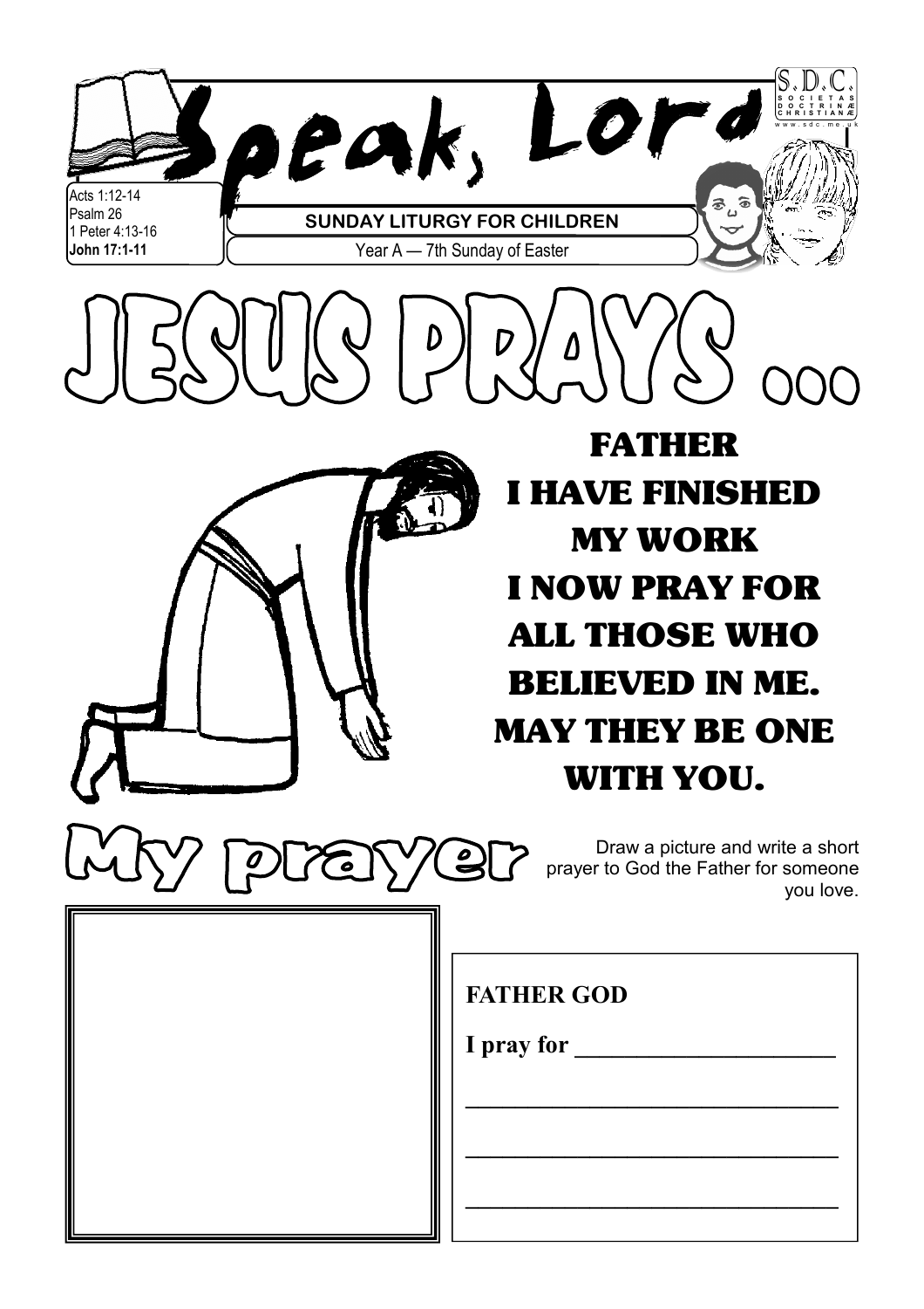# Speak, Lord

S.D.C. SOCIETAS DOCTRINÆ CHRISTIANÆ
www.sdc.me.uk

Acts 1:12-14
Psalm 26
1 Peter 4:13-16
**John 17:1-11**

**SUNDAY LITURGY FOR CHILDREN**

Year A — 7th Sunday of Easter

# JESUS PRAYS ...

**FATHER**
**I HAVE FINISHED**
**MY WORK**
**I NOW PRAY FOR**
**ALL THOSE WHO**
**BELIEVED IN ME.**
**MAY THEY BE ONE**
**WITH YOU.**

## My prayer

Draw a picture and write a short prayer to God the Father for someone you love.

**FATHER GOD**

**I pray for** ______________________

_______________________________

_______________________________

_______________________________